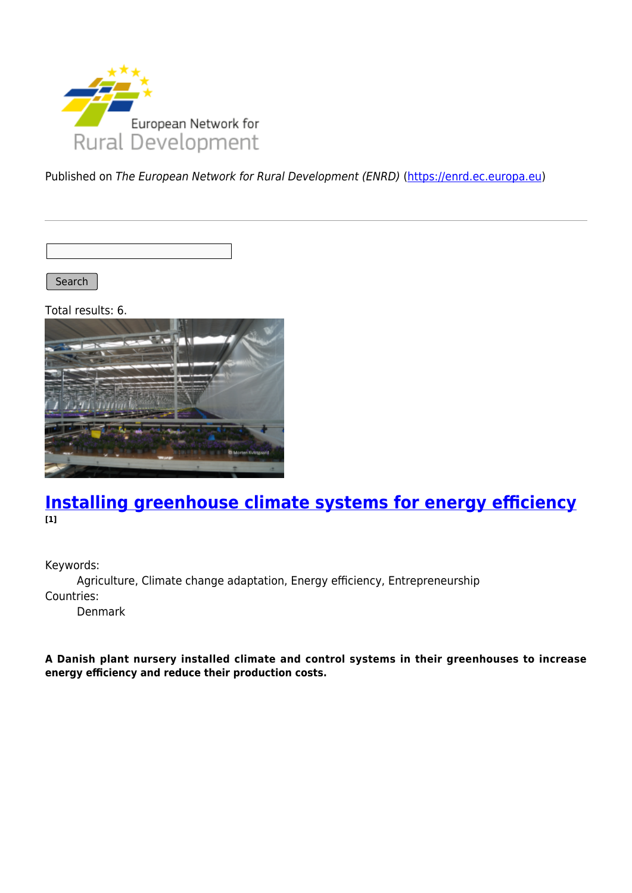European Network for Rural Development

Published on *The European Network for Rural Development (ENRD)* (https://enrd.ec.europa.eu)

Search

Total results: 6.

## Installing greenhouse climate systems for energy efficiency [1]

Keywords:
Agriculture, Climate change adaptation, Energy efficiency, Entrepreneurship

Countries:
Denmark

**A Danish plant nursery installed climate and control systems in their greenhouses to increase energy efficiency and reduce their production costs.**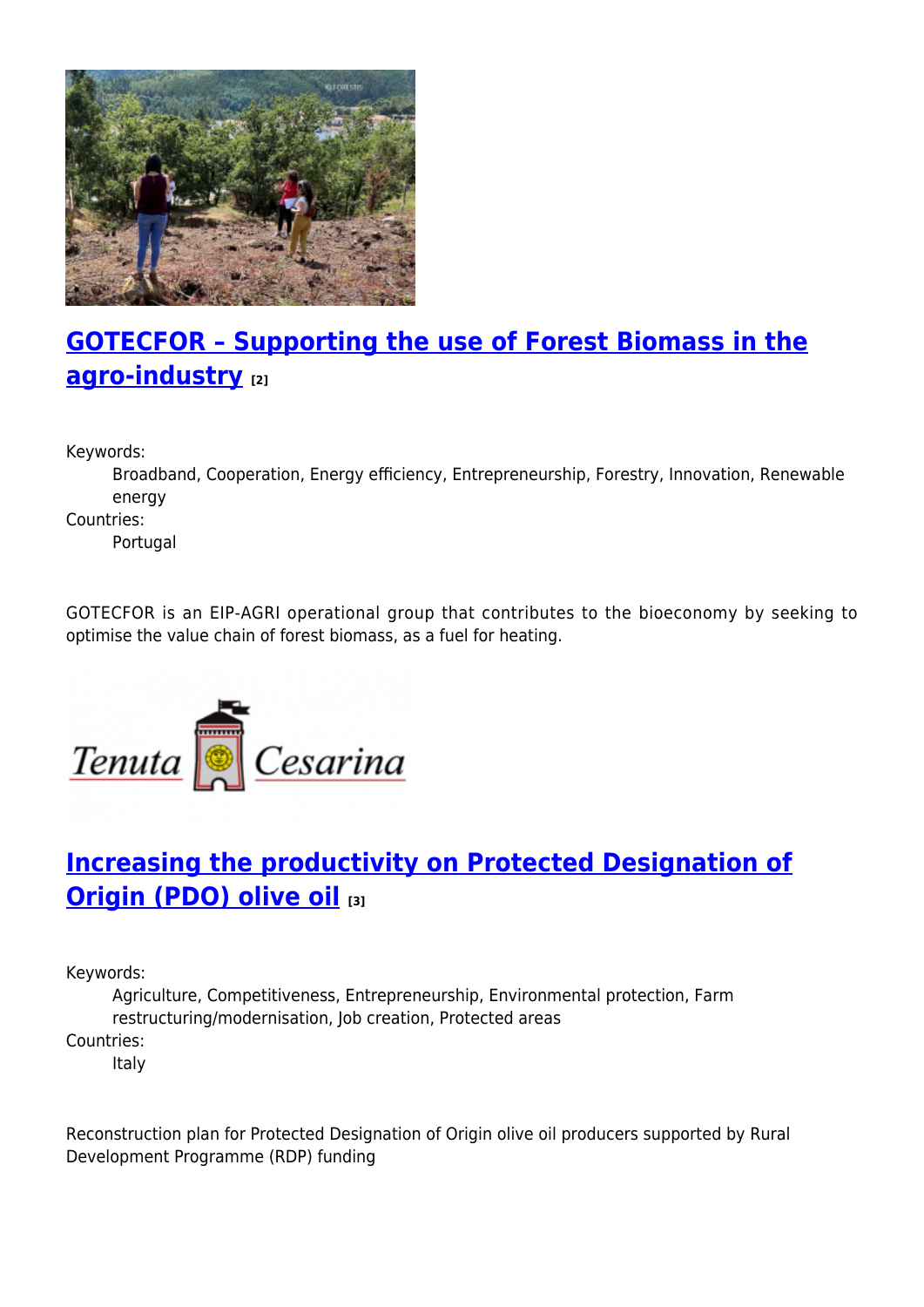## GOTECFOR – Supporting the use of Forest Biomass in the agro-industry [2]

Keywords:
: Broadband, Cooperation, Energy efficiency, Entrepreneurship, Forestry, Innovation, Renewable energy

Countries:
: Portugal

GOTECFOR is an EIP-AGRI operational group that contributes to the bioeconomy by seeking to optimise the value chain of forest biomass, as a fuel for heating.

## Increasing the productivity on Protected Designation of Origin (PDO) olive oil [3]

Keywords:
: Agriculture, Competitiveness, Entrepreneurship, Environmental protection, Farm restructuring/modernisation, Job creation, Protected areas

Countries:
: Italy

Reconstruction plan for Protected Designation of Origin olive oil producers supported by Rural Development Programme (RDP) funding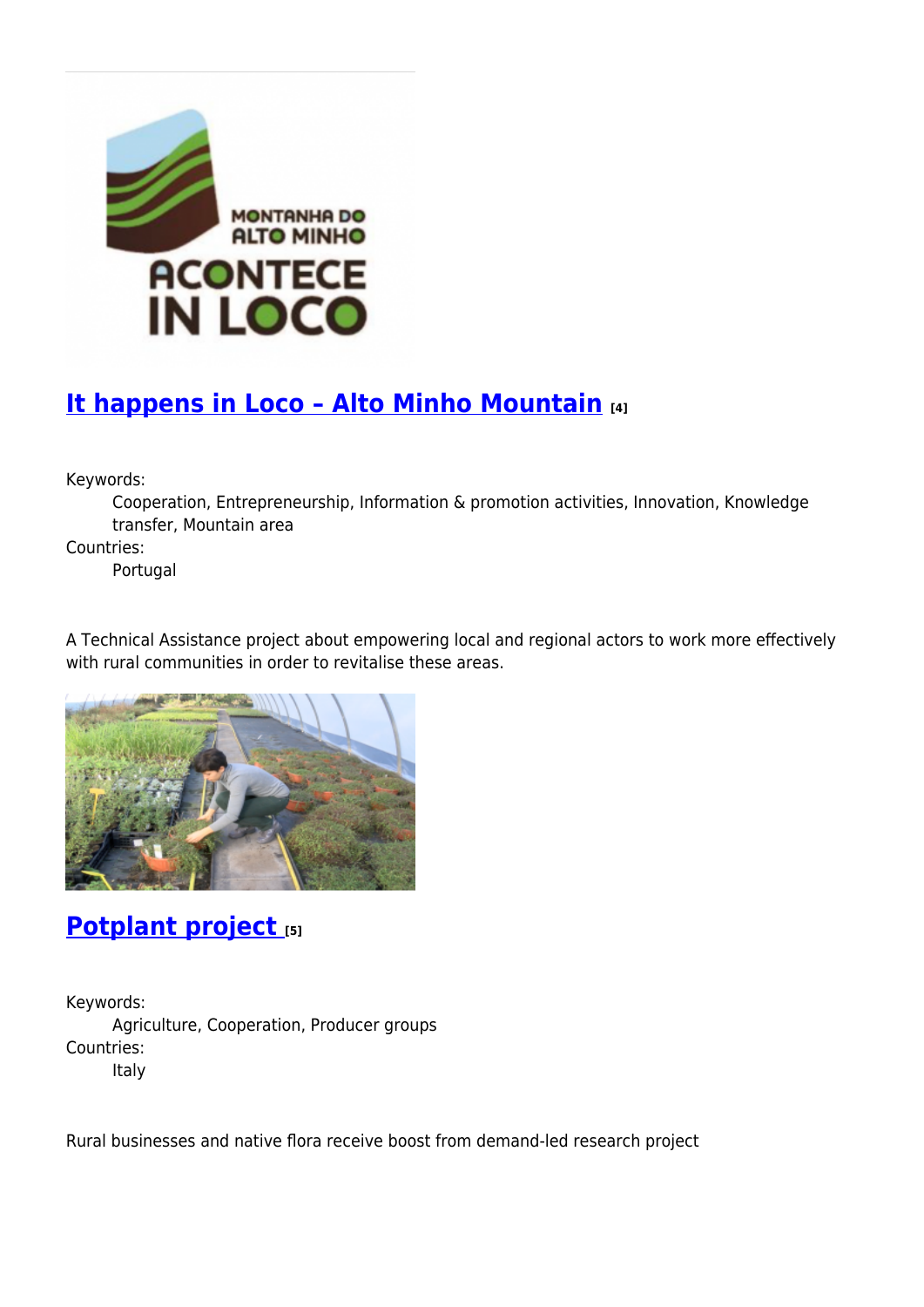## It happens in Loco – Alto Minho Mountain [4]

Keywords:

Cooperation, Entrepreneurship, Information & promotion activities, Innovation, Knowledge transfer, Mountain area

Countries:

Portugal

A Technical Assistance project about empowering local and regional actors to work more effectively with rural communities in order to revitalise these areas.

## Potplant project [5]

Keywords:

Agriculture, Cooperation, Producer groups

Countries:

Italy

Rural businesses and native flora receive boost from demand-led research project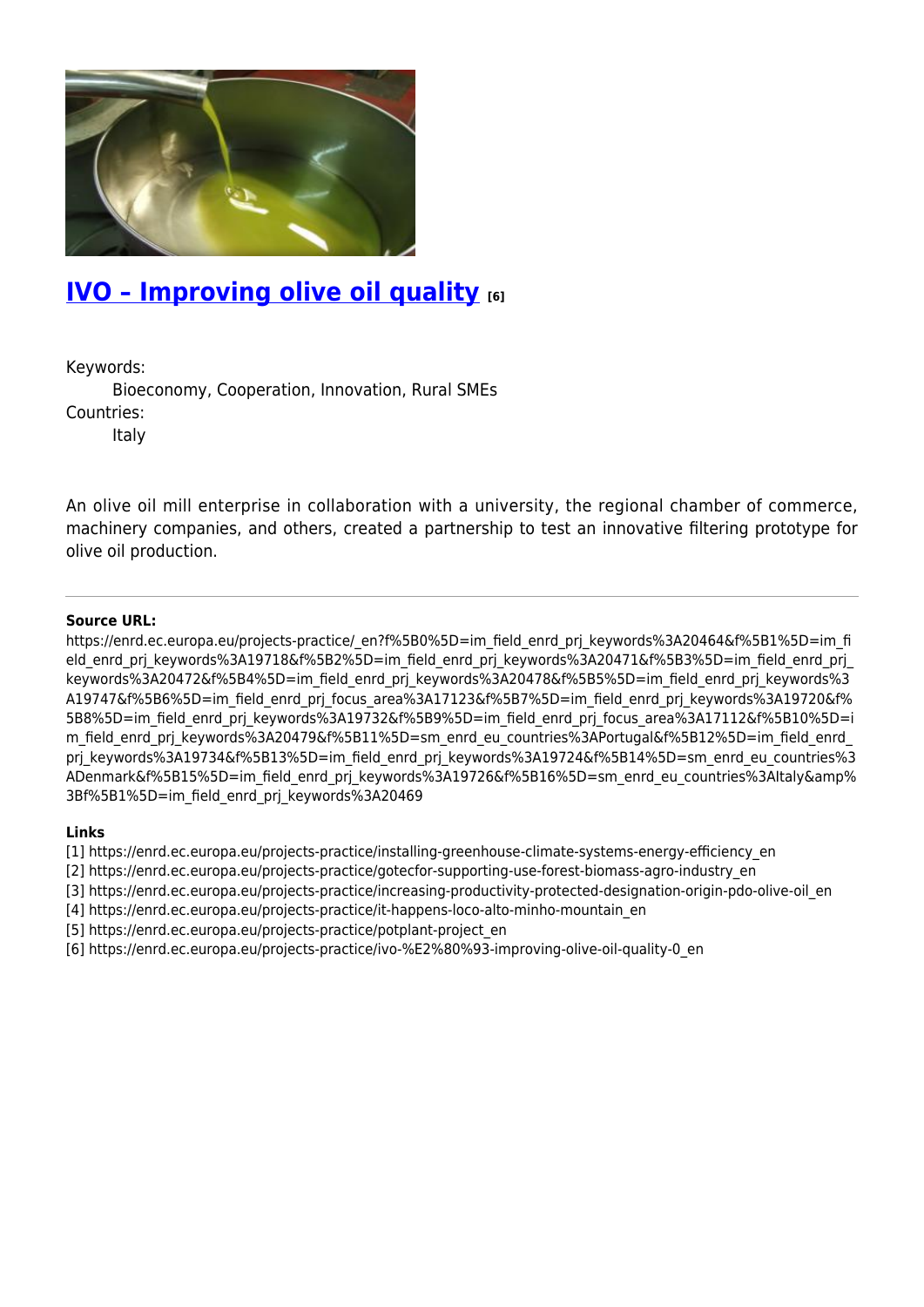## IVO – Improving olive oil quality [6]

Keywords:

Bioeconomy, Cooperation, Innovation, Rural SMEs

Countries:

Italy

An olive oil mill enterprise in collaboration with a university, the regional chamber of commerce, machinery companies, and others, created a partnership to test an innovative filtering prototype for olive oil production.

---

**Source URL:** https://enrd.ec.europa.eu/projects-practice/_en?f%5B0%5D=im_field_enrd_prj_keywords%3A20464&f%5B1%5D=im_field_enrd_prj_keywords%3A19718&f%5B2%5D=im_field_enrd_prj_keywords%3A20471&f%5B3%5D=im_field_enrd_prj_keywords%3A20472&f%5B4%5D=im_field_enrd_prj_keywords%3A20478&f%5B5%5D=im_field_enrd_prj_keywords%3A19747&f%5B6%5D=im_field_enrd_prj_focus_area%3A17123&f%5B7%5D=im_field_enrd_prj_keywords%3A19720&f%5B8%5D=im_field_enrd_prj_keywords%3A19732&f%5B9%5D=im_field_enrd_prj_focus_area%3A17112&f%5B10%5D=im_field_enrd_prj_keywords%3A20479&f%5B11%5D=sm_enrd_eu_countries%3APortugal&f%5B12%5D=im_field_enrd_prj_keywords%3A19734&f%5B13%5D=im_field_enrd_prj_keywords%3A19724&f%5B14%5D=sm_enrd_eu_countries%3ADenmark&f%5B15%5D=im_field_enrd_prj_keywords%3A19726&f%5B16%5D=sm_enrd_eu_countries%3AItaly&amp%3Bf%5B1%5D=im_field_enrd_prj_keywords%3A20469

**Links**

[1] https://enrd.ec.europa.eu/projects-practice/installing-greenhouse-climate-systems-energy-efficiency_en
[2] https://enrd.ec.europa.eu/projects-practice/gotecfor-supporting-use-forest-biomass-agro-industry_en
[3] https://enrd.ec.europa.eu/projects-practice/increasing-productivity-protected-designation-origin-pdo-olive-oil_en
[4] https://enrd.ec.europa.eu/projects-practice/it-happens-loco-alto-minho-mountain_en
[5] https://enrd.ec.europa.eu/projects-practice/potplant-project_en
[6] https://enrd.ec.europa.eu/projects-practice/ivo-%E2%80%93-improving-olive-oil-quality-0_en